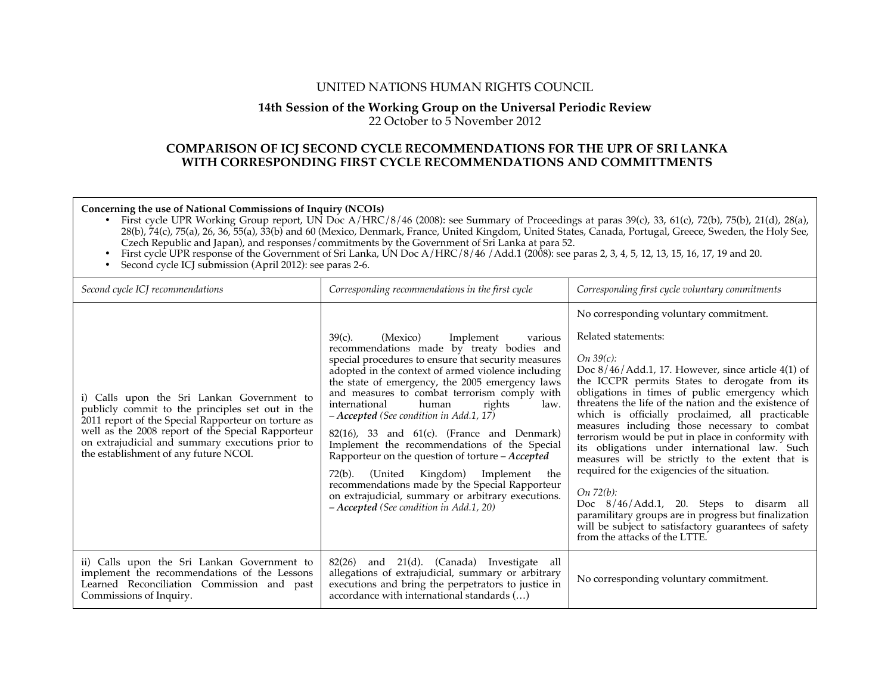UNITED NATIONS HUMAN RIGHTS COUNCIL

**14th Session of the Working Group on the Universal Periodic Review**
22 October to 5 November 2012

## COMPARISON OF ICJ SECOND CYCLE RECOMMENDATIONS FOR THE UPR OF SRI LANKA WITH CORRESPONDING FIRST CYCLE RECOMMENDATIONS AND COMMITTMENTS

**Concerning the use of National Commissions of Inquiry (NCOIs)**

- First cycle UPR Working Group report, UN Doc A/HRC/8/46 (2008): see Summary of Proceedings at paras 39(c), 33, 61(c), 72(b), 75(b), 21(d), 28(a), 28(b), 74(c), 75(a), 26, 36, 55(a), 33(b) and 60 (Mexico, Denmark, France, United Kingdom, United States, Canada, Portugal, Greece, Sweden, the Holy See, Czech Republic and Japan), and responses/commitments by the Government of Sri Lanka at para 52.
- First cycle UPR response of the Government of Sri Lanka, UN Doc A/HRC/8/46 /Add.1 (2008): see paras 2, 3, 4, 5, 12, 13, 15, 16, 17, 19 and 20.
- Second cycle ICJ submission (April 2012): see paras 2-6.

| *Second cycle ICJ recommendations* | *Corresponding recommendations in the first cycle* | *Corresponding first cycle voluntary commitments* |
|---|---|---|
| i) Calls upon the Sri Lankan Government to publicly commit to the principles set out in the 2011 report of the Special Rapporteur on torture as well as the 2008 report of the Special Rapporteur on extrajudicial and summary executions prior to the establishment of any future NCOI. | 39(c). (Mexico) Implement various recommendations made by treaty bodies and special procedures to ensure that security measures adopted in the context of armed violence including the state of emergency, the 2005 emergency laws and measures to combat terrorism comply with international human rights law. – ***Accepted*** *(See condition in Add.1, 17)*<br><br>82(16), 33 and 61(c). (France and Denmark) Implement the recommendations of the Special Rapporteur on the question of torture – ***Accepted***<br><br>72(b). (United Kingdom) Implement the recommendations made by the Special Rapporteur on extrajudicial, summary or arbitrary executions. – ***Accepted*** *(See condition in Add.1, 20)* | No corresponding voluntary commitment.<br><br>Related statements:<br><br>*On 39(c):*<br>Doc 8/46/Add.1, 17. However, since article 4(1) of the ICCPR permits States to derogate from its obligations in times of public emergency which threatens the life of the nation and the existence of which is officially proclaimed, all practicable measures including those necessary to combat terrorism would be put in place in conformity with its obligations under international law. Such measures will be strictly to the extent that is required for the exigencies of the situation.<br><br>*On 72(b):*<br>Doc 8/46/Add.1, 20. Steps to disarm all paramilitary groups are in progress but finalization will be subject to satisfactory guarantees of safety from the attacks of the LTTE. |
| ii) Calls upon the Sri Lankan Government to implement the recommendations of the Lessons Learned Reconciliation Commission and past Commissions of Inquiry. | 82(26) and 21(d). (Canada) Investigate all allegations of extrajudicial, summary or arbitrary executions and bring the perpetrators to justice in accordance with international standards (…) | No corresponding voluntary commitment. |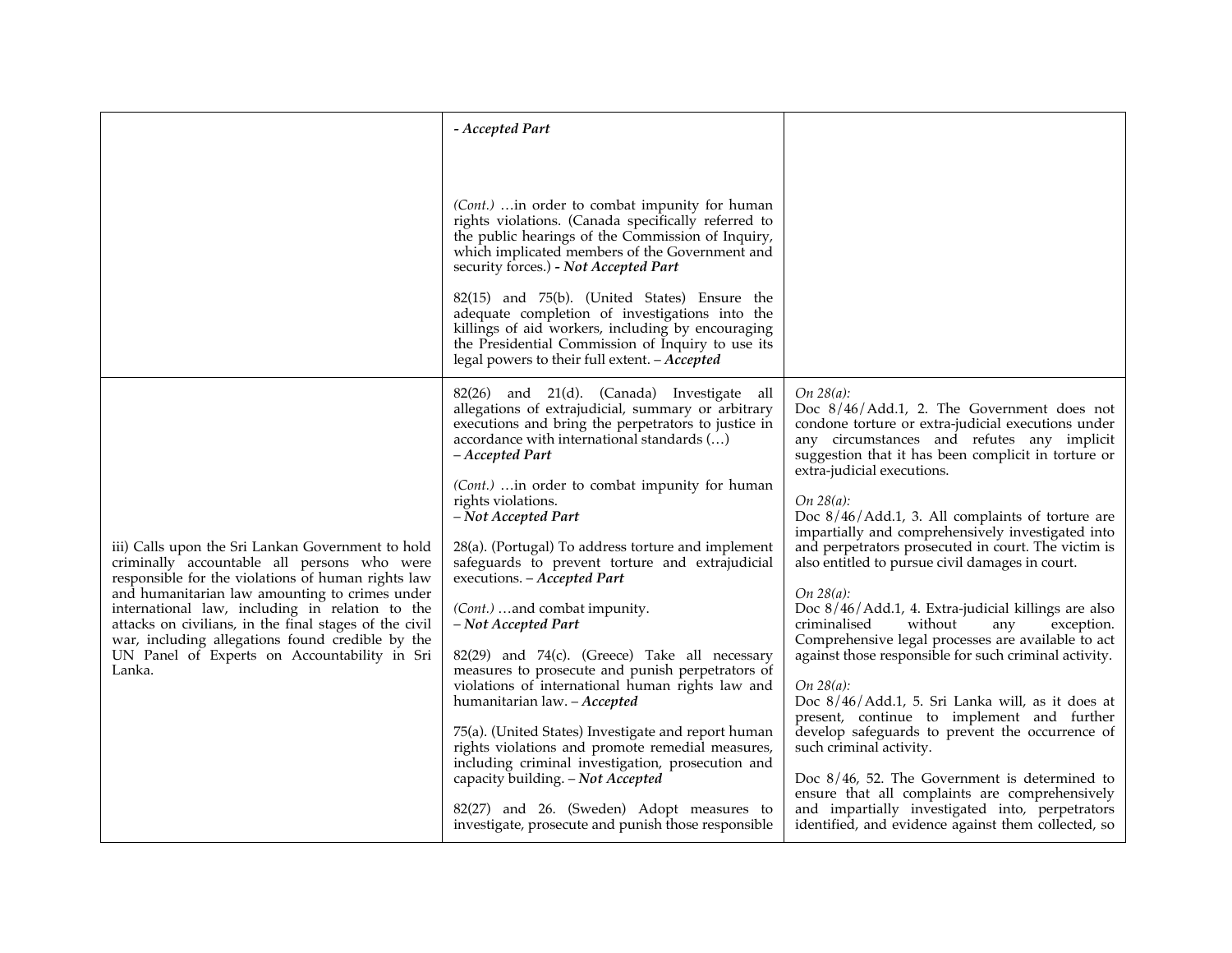| | | |
|---|---|---|
| | *- Accepted Part*<br><br>*(Cont.)* …in order to combat impunity for human rights violations. (Canada specifically referred to the public hearings of the Commission of Inquiry, which implicated members of the Government and security forces.) ***- Not Accepted Part***<br><br>82(15) and 75(b). (United States) Ensure the adequate completion of investigations into the killings of aid workers, including by encouraging the Presidential Commission of Inquiry to use its legal powers to their full extent. – ***Accepted*** | |
| iii) Calls upon the Sri Lankan Government to hold criminally accountable all persons who were responsible for the violations of human rights law and humanitarian law amounting to crimes under international law, including in relation to the attacks on civilians, in the final stages of the civil war, including allegations found credible by the UN Panel of Experts on Accountability in Sri Lanka. | 82(26) and 21(d). (Canada) Investigate all allegations of extrajudicial, summary or arbitrary executions and bring the perpetrators to justice in accordance with international standards (…) – ***Accepted Part***<br><br>*(Cont.)* …in order to combat impunity for human rights violations. – ***Not Accepted Part***<br><br>28(a). (Portugal) To address torture and implement safeguards to prevent torture and extrajudicial executions. – ***Accepted Part***<br><br>*(Cont.)* …and combat impunity. – ***Not Accepted Part***<br><br>82(29) and 74(c). (Greece) Take all necessary measures to prosecute and punish perpetrators of violations of international human rights and humanitarian law. – ***Accepted***<br><br>75(a). (United States) Investigate and report human rights violations and promote remedial measures, including criminal investigation, prosecution and capacity building. – ***Not Accepted***<br><br>82(27) and 26. (Sweden) Adopt measures to investigate, prosecute and punish those responsible | *On 28(a):*<br>Doc 8/46/Add.1, 2. The Government does not condone torture or extra-judicial executions under any circumstances and refutes any implicit suggestion that it has been complicit in torture or extra-judicial executions.<br><br>*On 28(a):*<br>Doc 8/46/Add.1, 3. All complaints of torture are impartially and comprehensively investigated into and perpetrators prosecuted in court. The victim is also entitled to pursue civil damages in court.<br><br>*On 28(a):*<br>Doc 8/46/Add.1, 4. Extra-judicial killings are also criminalised without any exception. Comprehensive legal processes are available to act against those responsible for such criminal activity.<br><br>*On 28(a):*<br>Doc 8/46/Add.1, 5. Sri Lanka will, as it does at present, continue to implement and further develop safeguards to prevent the occurrence of such criminal activity.<br><br>Doc 8/46, 52. The Government is determined to ensure that all complaints are comprehensively and impartially investigated into, perpetrators identified, and evidence against them collected, so |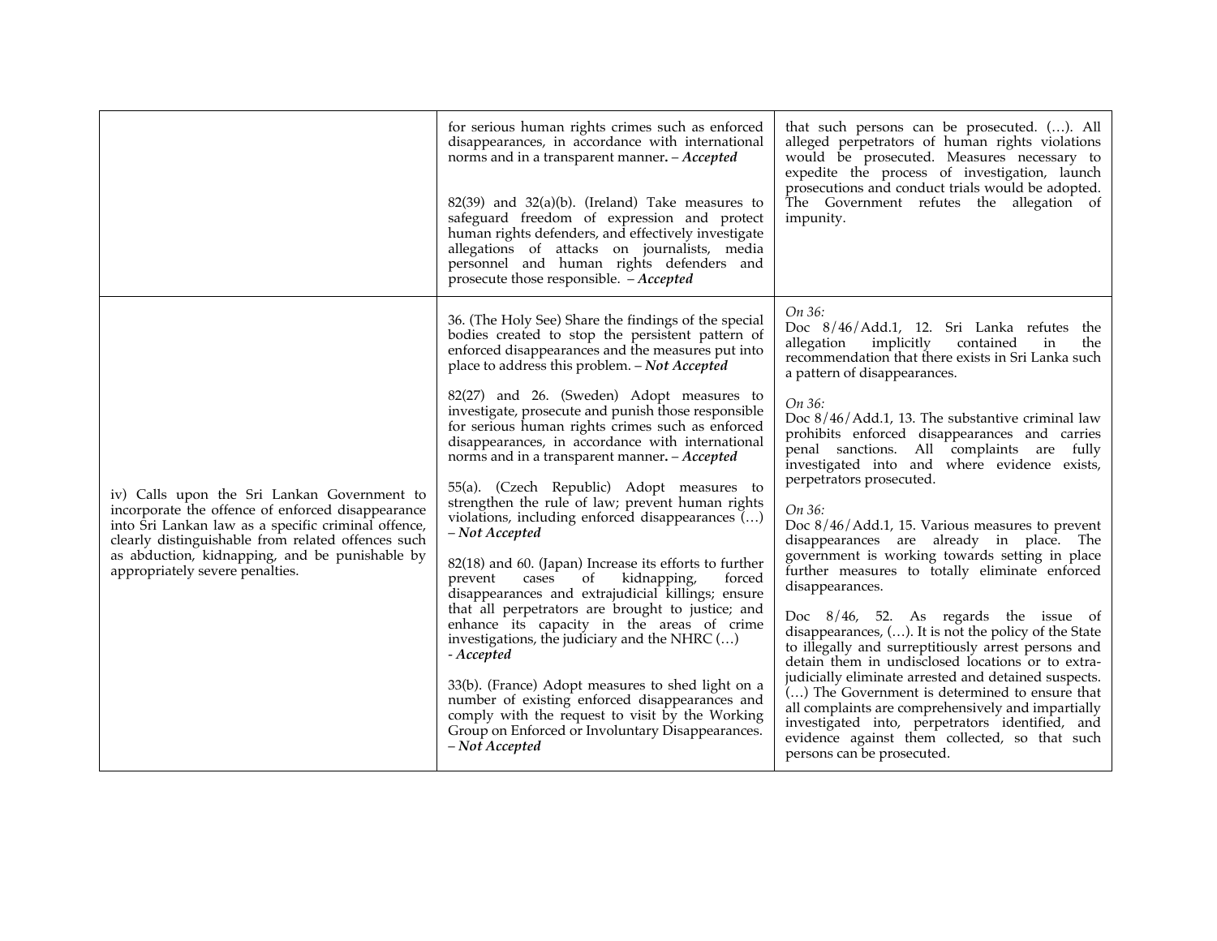| | | |
|---|---|---|
| | for serious human rights crimes such as enforced disappearances, in accordance with international norms and in a transparent manner**.** – ***Accepted***<br><br>82(39) and 32(a)(b). (Ireland) Take measures to safeguard freedom of expression and protect human rights defenders, and effectively investigate allegations of attacks on journalists, media personnel and human rights defenders and prosecute those responsible. – ***Accepted*** | that such persons can be prosecuted. (…). All alleged perpetrators of human rights violations would be prosecuted. Measures necessary to expedite the process of investigation, launch prosecutions and conduct trials would be adopted. The Government refutes the allegation of impunity. |
| iv) Calls upon the Sri Lankan Government to incorporate the offence of enforced disappearance into Sri Lankan law as a specific criminal offence, clearly distinguishable from related offences such as abduction, kidnapping, and be punishable by appropriately severe penalties. | 36. (The Holy See) Share the findings of the special bodies created to stop the persistent pattern of enforced disappearances and the measures put into place to address this problem. – ***Not Accepted***<br><br>82(27) and 26. (Sweden) Adopt measures to investigate, prosecute and punish those responsible for serious human rights crimes such as enforced disappearances, in accordance with international norms and in a transparent manner**.** – ***Accepted***<br><br>55(a). (Czech Republic) Adopt measures to strengthen the rule of law; prevent human rights violations, including enforced disappearances (…) – ***Not Accepted***<br><br>82(18) and 60. (Japan) Increase its efforts to further prevent cases of kidnapping, forced disappearances and extrajudicial killings; ensure that all perpetrators are brought to justice; and enhance its capacity in the areas of crime investigations, the judiciary and the NHRC (…) - ***Accepted***<br><br>33(b). (France) Adopt measures to shed light on a number of existing enforced disappearances and comply with the request to visit by the Working Group on Enforced or Involuntary Disappearances. – ***Not Accepted*** | *On 36:*<br>Doc 8/46/Add.1, 12. Sri Lanka refutes the allegation implicitly contained in the recommendation that there exists in Sri Lanka such a pattern of disappearances.<br><br>*On 36:*<br>Doc 8/46/Add.1, 13. The substantive criminal law prohibits enforced disappearances and carries penal sanctions. All complaints are fully investigated into and where evidence exists, perpetrators prosecuted.<br><br>*On 36:*<br>Doc 8/46/Add.1, 15. Various measures to prevent disappearances are already in place. The government is working towards setting in place further measures to totally eliminate enforced disappearances.<br><br>Doc 8/46, 52. As regards the issue of disappearances, (…). It is not the policy of the State to illegally and surreptitiously arrest persons and detain them in undisclosed locations or to extra-judicially eliminate arrested and detained suspects. (…) The Government is determined to ensure that all complaints are comprehensively and impartially investigated into, perpetrators identified, and evidence against them collected, so that such persons can be prosecuted. |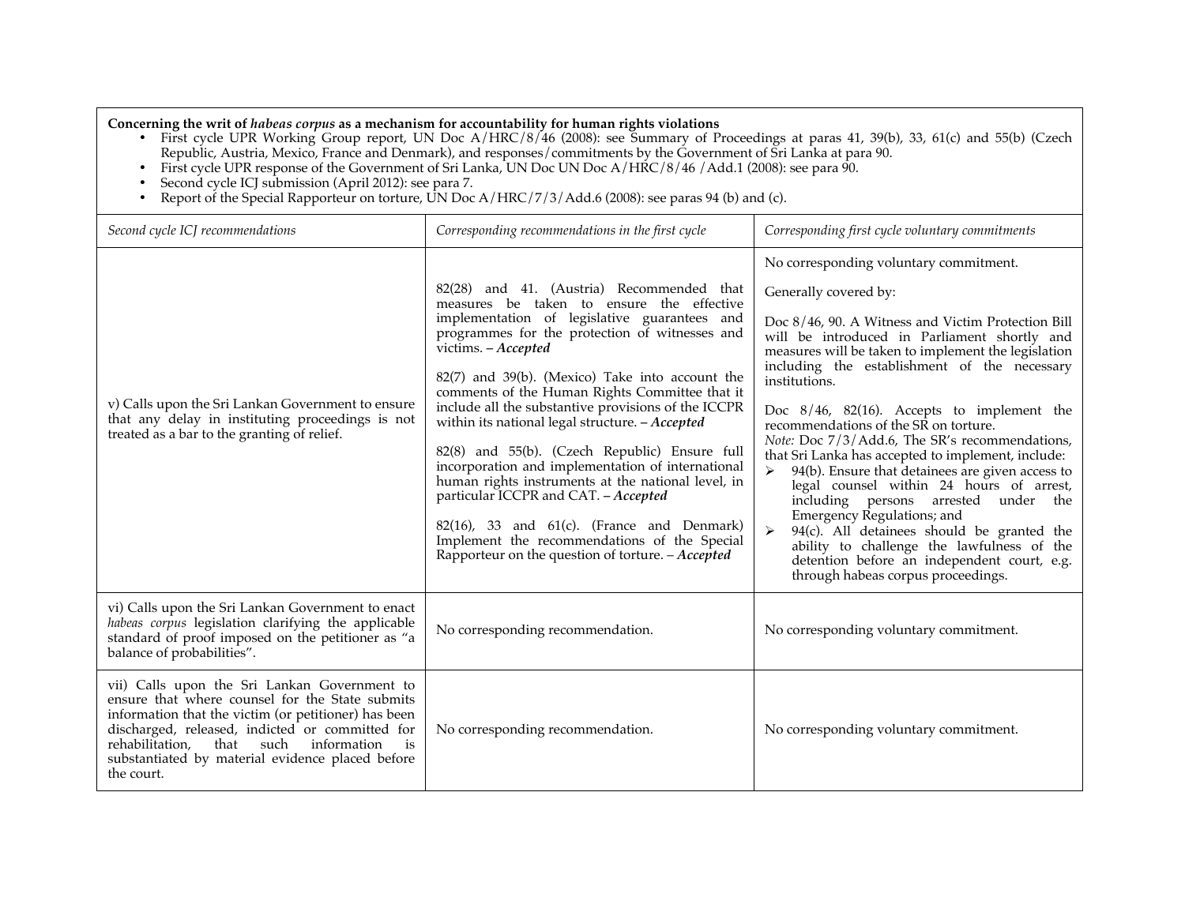**Concerning the writ of *habeas corpus* as a mechanism for accountability for human rights violations**

- First cycle UPR Working Group report, UN Doc A/HRC/8/46 (2008): see Summary of Proceedings at paras 41, 39(b), 33, 61(c) and 55(b) (Czech Republic, Austria, Mexico, France and Denmark), and responses/commitments by the Government of Sri Lanka at para 90.
- First cycle UPR response of the Government of Sri Lanka, UN Doc UN Doc A/HRC/8/46 /Add.1 (2008): see para 90.
- Second cycle ICJ submission (April 2012): see para 7.
- Report of the Special Rapporteur on torture, UN Doc A/HRC/7/3/Add.6 (2008): see paras 94 (b) and (c).

| *Second cycle ICJ recommendations* | *Corresponding recommendations in the first cycle* | *Corresponding first cycle voluntary commitments* |
|---|---|---|
| v) Calls upon the Sri Lankan Government to ensure that any delay in instituting proceedings is not treated as a bar to the granting of relief. | 82(28) and 41. (Austria) Recommended that measures be taken to ensure the effective implementation of legislative guarantees and programmes for the protection of witnesses and victims. – ***Accepted***<br><br>82(7) and 39(b). (Mexico) Take into account the comments of the Human Rights Committee that it include all the substantive provisions of the ICCPR within its national legal structure. – ***Accepted***<br><br>82(8) and 55(b). (Czech Republic) Ensure full incorporation and implementation of international human rights instruments at the national level, in particular ICCPR and CAT. – ***Accepted***<br><br>82(16), 33 and 61(c). (France and Denmark) Implement the recommendations of the Special Rapporteur on the question of torture. – ***Accepted*** | No corresponding voluntary commitment.<br><br>Generally covered by:<br><br>Doc 8/46, 90. A Witness and Victim Protection Bill will be introduced in Parliament shortly and measures will be taken to implement the legislation including the establishment of the necessary institutions.<br><br>Doc 8/46, 82(16). Accepts to implement the recommendations of the SR on torture.<br>*Note:* Doc 7/3/Add.6, The SR's recommendations, that Sri Lanka has accepted to implement, include:<br>➢ 94(b). Ensure that detainees are given access to legal counsel within 24 hours of arrest, including persons arrested under the Emergency Regulations; and<br>➢ 94(c). All detainees should be granted the ability to challenge the lawfulness of the detention before an independent court, e.g. through habeas corpus proceedings. |
| vi) Calls upon the Sri Lankan Government to enact *habeas corpus* legislation clarifying the applicable standard of proof imposed on the petitioner as "a balance of probabilities". | No corresponding recommendation. | No corresponding voluntary commitment. |
| vii) Calls upon the Sri Lankan Government to ensure that where counsel for the State submits information that the victim (or petitioner) has been discharged, released, indicted or committed for rehabilitation, that such information is substantiated by material evidence placed before the court. | No corresponding recommendation. | No corresponding voluntary commitment. |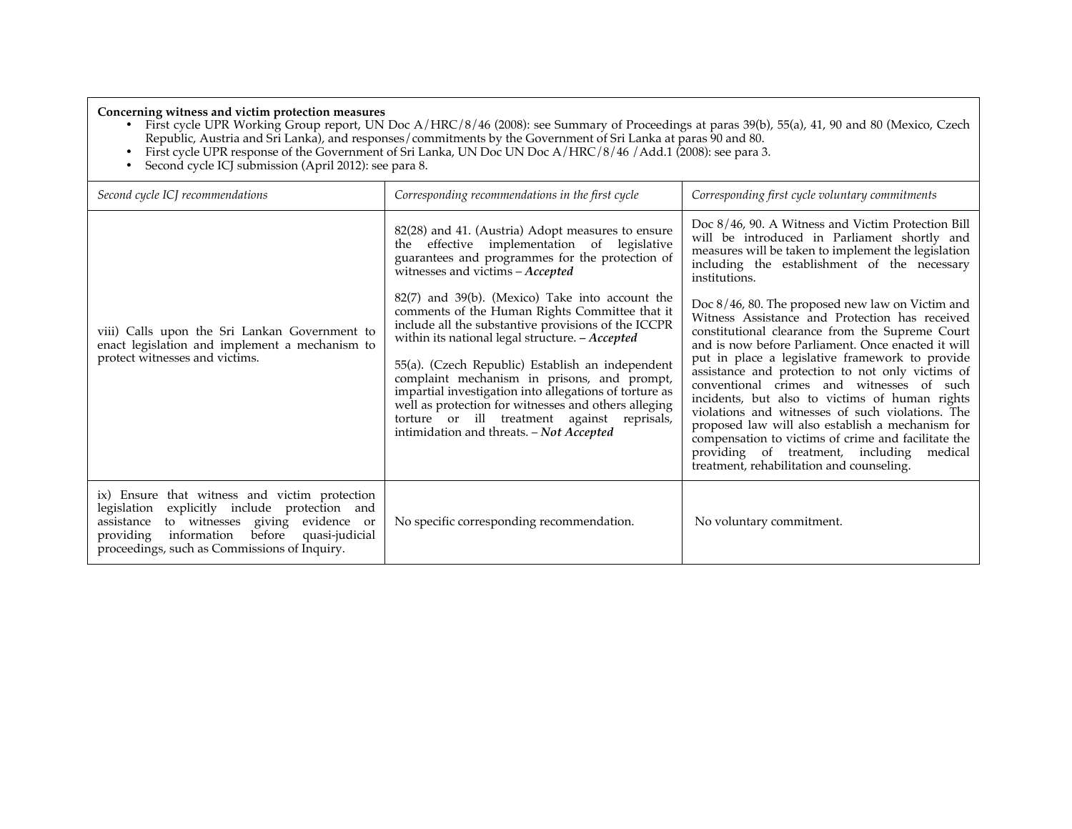**Concerning witness and victim protection measures**

- First cycle UPR Working Group report, UN Doc A/HRC/8/46 (2008): see Summary of Proceedings at paras 39(b), 55(a), 41, 90 and 80 (Mexico, Czech Republic, Austria and Sri Lanka), and responses/commitments by the Government of Sri Lanka at paras 90 and 80.
- First cycle UPR response of the Government of Sri Lanka, UN Doc UN Doc A/HRC/8/46 /Add.1 (2008): see para 3.
- Second cycle ICJ submission (April 2012): see para 8.

| *Second cycle ICJ recommendations* | *Corresponding recommendations in the first cycle* | *Corresponding first cycle voluntary commitments* |
|---|---|---|
| viii) Calls upon the Sri Lankan Government to enact legislation and implement a mechanism to protect witnesses and victims. | 82(28) and 41. (Austria) Adopt measures to ensure the effective implementation of legislative guarantees and programmes for the protection of witnesses and victims – ***Accepted***<br><br>82(7) and 39(b). (Mexico) Take into account the comments of the Human Rights Committee that it include all the substantive provisions of the ICCPR within its national legal structure. – ***Accepted***<br><br>55(a). (Czech Republic) Establish an independent complaint mechanism in prisons, and prompt, impartial investigation into allegations of torture as well as protection for witnesses and others alleging torture or ill treatment against reprisals, intimidation and threats. – ***Not Accepted*** | Doc 8/46, 90. A Witness and Victim Protection Bill will be introduced in Parliament shortly and measures will be taken to implement the legislation including the establishment of the necessary institutions.<br><br>Doc 8/46, 80. The proposed new law on Victim and Witness Assistance and Protection has received constitutional clearance from the Supreme Court and is now before Parliament. Once enacted it will put in place a legislative framework to provide assistance and protection to not only victims of conventional crimes and witnesses of such incidents, but also to victims of human rights violations and witnesses of such violations. The proposed law will also establish a mechanism for compensation to victims of crime and facilitate the providing of treatment, including medical treatment, rehabilitation and counseling. |
| ix) Ensure that witness and victim protection legislation explicitly include protection and assistance to witnesses giving evidence or providing information before quasi-judicial proceedings, such as Commissions of Inquiry. | No specific corresponding recommendation. | No voluntary commitment. |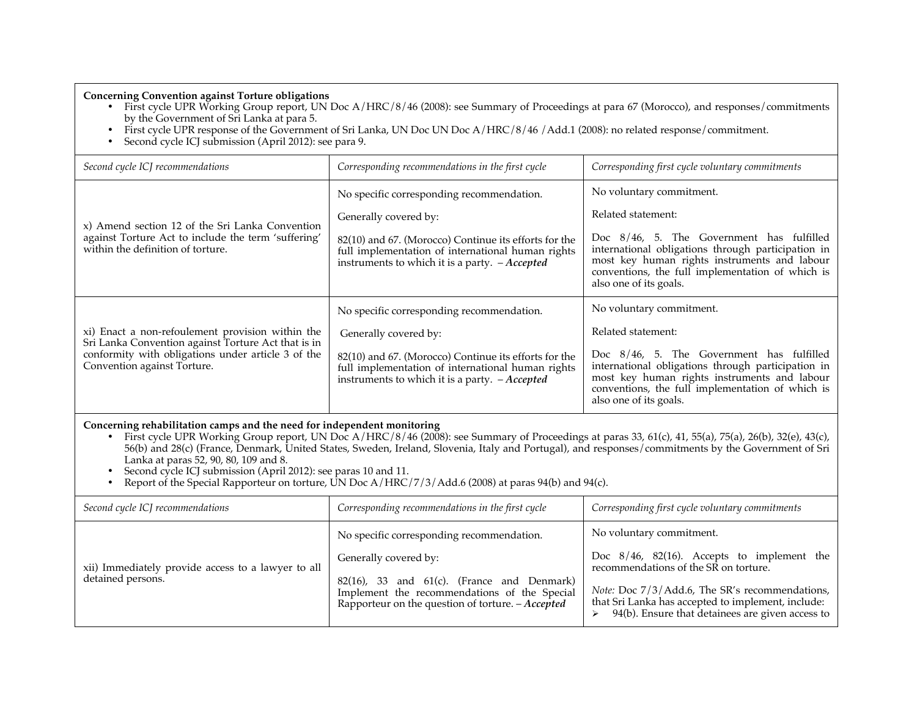**Concerning Convention against Torture obligations**

- First cycle UPR Working Group report, UN Doc A/HRC/8/46 (2008): see Summary of Proceedings at para 67 (Morocco), and responses/commitments by the Government of Sri Lanka at para 5.
- First cycle UPR response of the Government of Sri Lanka, UN Doc UN Doc A/HRC/8/46 /Add.1 (2008): no related response/commitment.
- Second cycle ICJ submission (April 2012): see para 9.

| *Second cycle ICJ recommendations* | *Corresponding recommendations in the first cycle* | *Corresponding first cycle voluntary commitments* |
|---|---|---|
| x) Amend section 12 of the Sri Lanka Convention against Torture Act to include the term 'suffering' within the definition of torture. | No specific corresponding recommendation.<br><br>Generally covered by:<br><br>82(10) and 67. (Morocco) Continue its efforts for the full implementation of international human rights instruments to which it is a party. – ***Accepted*** | No voluntary commitment.<br><br>Related statement:<br><br>Doc 8/46, 5. The Government has fulfilled international obligations through participation in most key human rights instruments and labour conventions, the full implementation of which is also one of its goals. |
| xi) Enact a non-refoulement provision within the Sri Lanka Convention against Torture Act that is in conformity with obligations under article 3 of the Convention against Torture. | No specific corresponding recommendation.<br><br>Generally covered by:<br><br>82(10) and 67. (Morocco) Continue its efforts for the full implementation of international human rights instruments to which it is a party. – ***Accepted*** | No voluntary commitment.<br><br>Related statement:<br><br>Doc 8/46, 5. The Government has fulfilled international obligations through participation in most key human rights instruments and labour conventions, the full implementation of which is also one of its goals. |

**Concerning rehabilitation camps and the need for independent monitoring**

- First cycle UPR Working Group report, UN Doc A/HRC/8/46 (2008): see Summary of Proceedings at paras 33, 61(c), 41, 55(a), 75(a), 26(b), 32(e), 43(c), 56(b) and 28(c) (France, Denmark, United States, Sweden, Ireland, Slovenia, Italy and Portugal), and responses/commitments by the Government of Sri Lanka at paras 52, 90, 80, 109 and 8.
- Second cycle ICJ submission (April 2012): see paras 10 and 11.
- Report of the Special Rapporteur on torture, UN Doc A/HRC/7/3/Add.6 (2008) at paras 94(b) and 94(c).

| *Second cycle ICJ recommendations* | *Corresponding recommendations in the first cycle* | *Corresponding first cycle voluntary commitments* |
|---|---|---|
| xii) Immediately provide access to a lawyer to all detained persons. | No specific corresponding recommendation.<br><br>Generally covered by:<br><br>82(16), 33 and 61(c). (France and Denmark) Implement the recommendations of the Special Rapporteur on the question of torture. – ***Accepted*** | No voluntary commitment.<br><br>Doc 8/46, 82(16). Accepts to implement the recommendations of the SR on torture.<br><br>*Note:* Doc 7/3/Add.6, The SR's recommendations, that Sri Lanka has accepted to implement, include:<br>➢ 94(b). Ensure that detainees are given access to |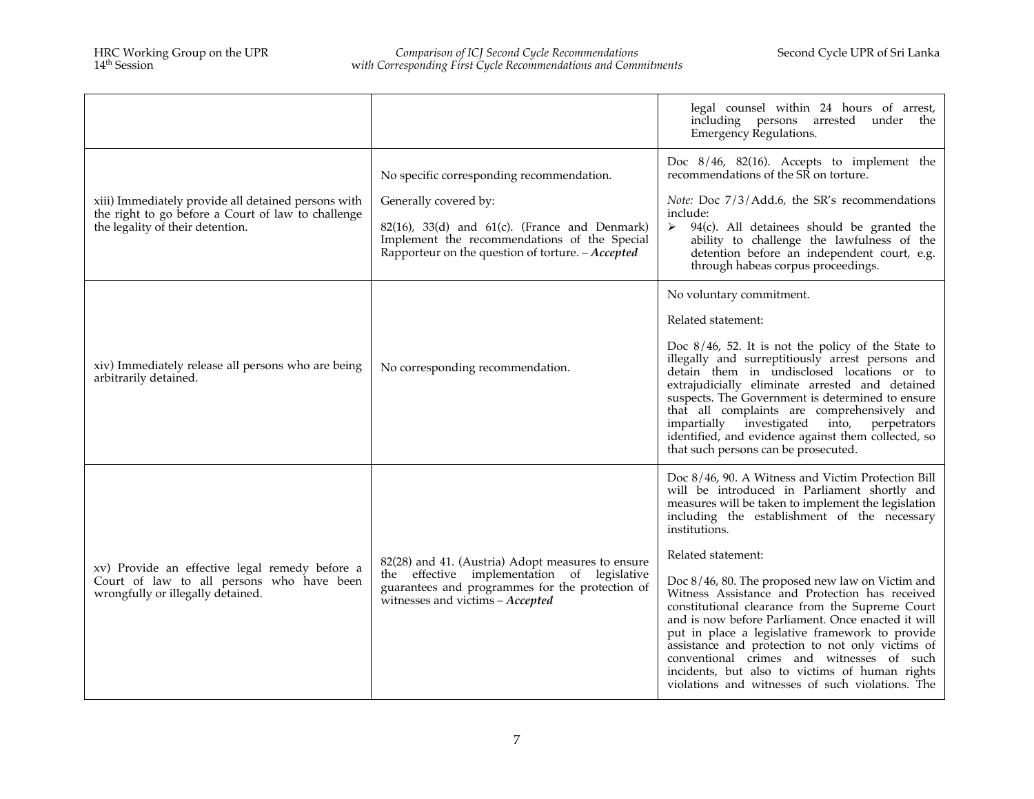| | | |
|---|---|---|
| | | legal counsel within 24 hours of arrest, including persons arrested under the Emergency Regulations. |
| xiii) Immediately provide all detained persons with the right to go before a Court of law to challenge the legality of their detention. | No specific corresponding recommendation.<br><br>Generally covered by:<br><br>82(16), 33(d) and 61(c). (France and Denmark) Implement the recommendations of the Special Rapporteur on the question of torture. – ***Accepted*** | Doc 8/46, 82(16). Accepts to implement the recommendations of the SR on torture.<br><br>*Note:* Doc 7/3/Add.6, the SR's recommendations include:<br><br>➢ 94(c). All detainees should be granted the ability to challenge the lawfulness of the detention before an independent court, e.g. through habeas corpus proceedings. |
| xiv) Immediately release all persons who are being arbitrarily detained. | No corresponding recommendation. | No voluntary commitment.<br><br>Related statement:<br><br>Doc 8/46, 52. It is not the policy of the State to illegally and surreptitiously arrest persons and detain them in undisclosed locations or to extrajudicially eliminate arrested and detained suspects. The Government is determined to ensure that all complaints are comprehensively and impartially investigated into, perpetrators identified, and evidence against them collected, so that such persons can be prosecuted. |
| xv) Provide an effective legal remedy before a Court of law to all persons who have been wrongfully or illegally detained. | 82(28) and 41. (Austria) Adopt measures to ensure the effective implementation of legislative guarantees and programmes for the protection of witnesses and victims – ***Accepted*** | Doc 8/46, 90. A Witness and Victim Protection Bill will be introduced in Parliament shortly and measures will be taken to implement the legislation including the establishment of the necessary institutions.<br><br>Related statement:<br><br>Doc 8/46, 80. The proposed new law on Victim and Witness Assistance and Protection has received constitutional clearance from the Supreme Court and is now before Parliament. Once enacted it will put in place a legislative framework to provide assistance and protection to not only victims of conventional crimes and witnesses of such incidents, but also to victims of human rights violations and witnesses of such violations. The |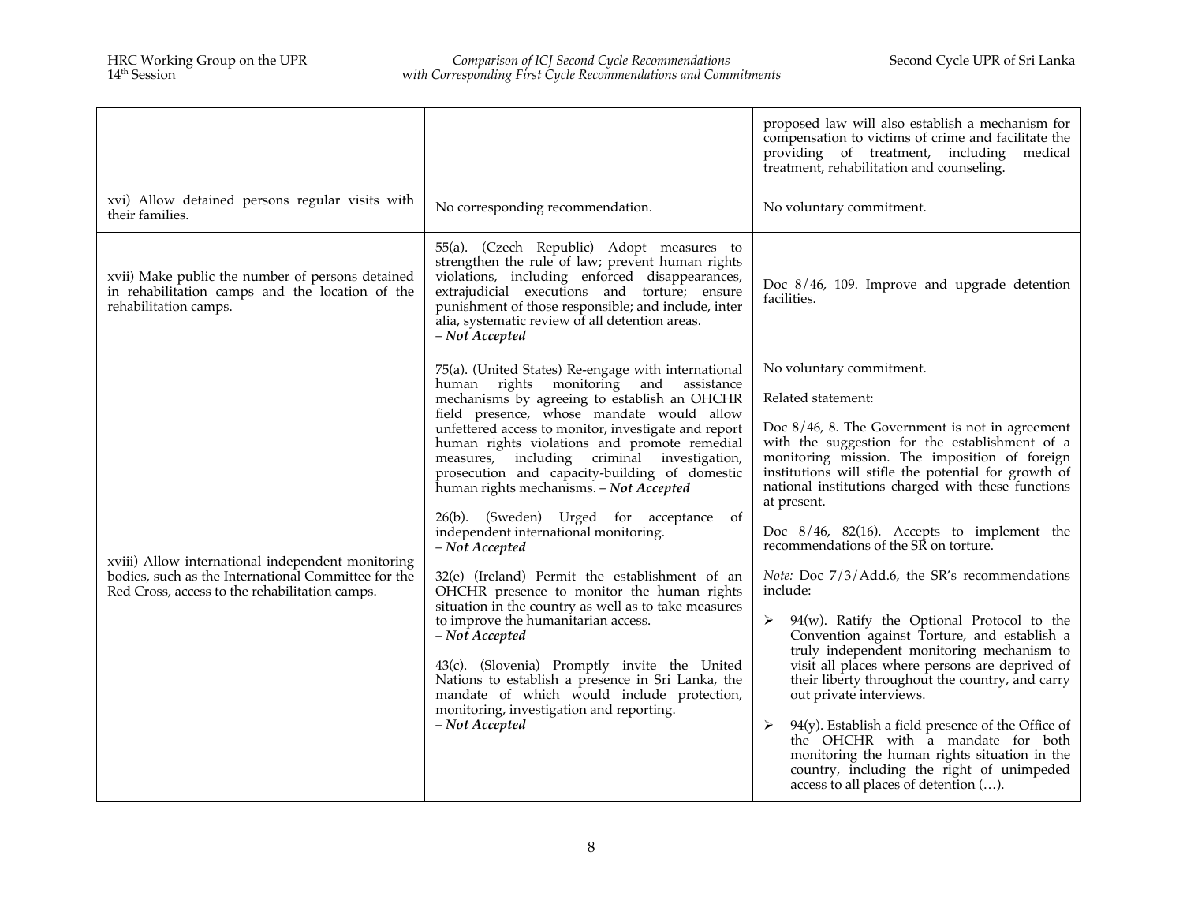| | | |
|---|---|---|
| | | proposed law will also establish a mechanism for compensation to victims of crime and facilitate the providing of treatment, including medical treatment, rehabilitation and counseling. |
| xvi) Allow detained persons regular visits with their families. | No corresponding recommendation. | No voluntary commitment. |
| xvii) Make public the number of persons detained in rehabilitation camps and the location of the rehabilitation camps. | 55(a). (Czech Republic) Adopt measures to strengthen the rule of law; prevent human rights violations, including enforced disappearances, extrajudicial executions and torture; ensure punishment of those responsible; and include, inter alia, systematic review of all detention areas. – ***Not Accepted*** | Doc 8/46, 109. Improve and upgrade detention facilities. |
| xviii) Allow international independent monitoring bodies, such as the International Committee for the Red Cross, access to the rehabilitation camps. | 75(a). (United States) Re-engage with international human rights monitoring and assistance mechanisms by agreeing to establish an OHCHR field presence, whose mandate would allow unfettered access to monitor, investigate and report human rights violations and promote remedial measures, including criminal investigation, prosecution and capacity-building of domestic human rights mechanisms. – ***Not Accepted***<br><br>26(b). (Sweden) Urged for acceptance of independent international monitoring. – ***Not Accepted***<br><br>32(e) (Ireland) Permit the establishment of an OHCHR presence to monitor the human rights situation in the country as well as to take measures to improve the humanitarian access. – ***Not Accepted***<br><br>43(c). (Slovenia) Promptly invite the United Nations to establish a presence in Sri Lanka, the mandate of which would include protection, monitoring, investigation and reporting. – ***Not Accepted*** | No voluntary commitment.<br><br>Related statement:<br><br>Doc 8/46, 8. The Government is not in agreement with the suggestion for the establishment of a monitoring mission. The imposition of foreign institutions will stifle the potential for growth of national institutions charged with these functions at present.<br><br>Doc 8/46, 82(16). Accepts to implement the recommendations of the SR on torture.<br><br>*Note:* Doc 7/3/Add.6, the SR's recommendations include:<br><br>➢ 94(w). Ratify the Optional Protocol to the Convention against Torture, and establish a truly independent monitoring mechanism to visit all places where persons are deprived of their liberty throughout the country, and carry out private interviews.<br><br>➢ 94(y). Establish a field presence of the Office of the OHCHR with a mandate for both monitoring the human rights situation in the country, including the right of unimpeded access to all places of detention (…). |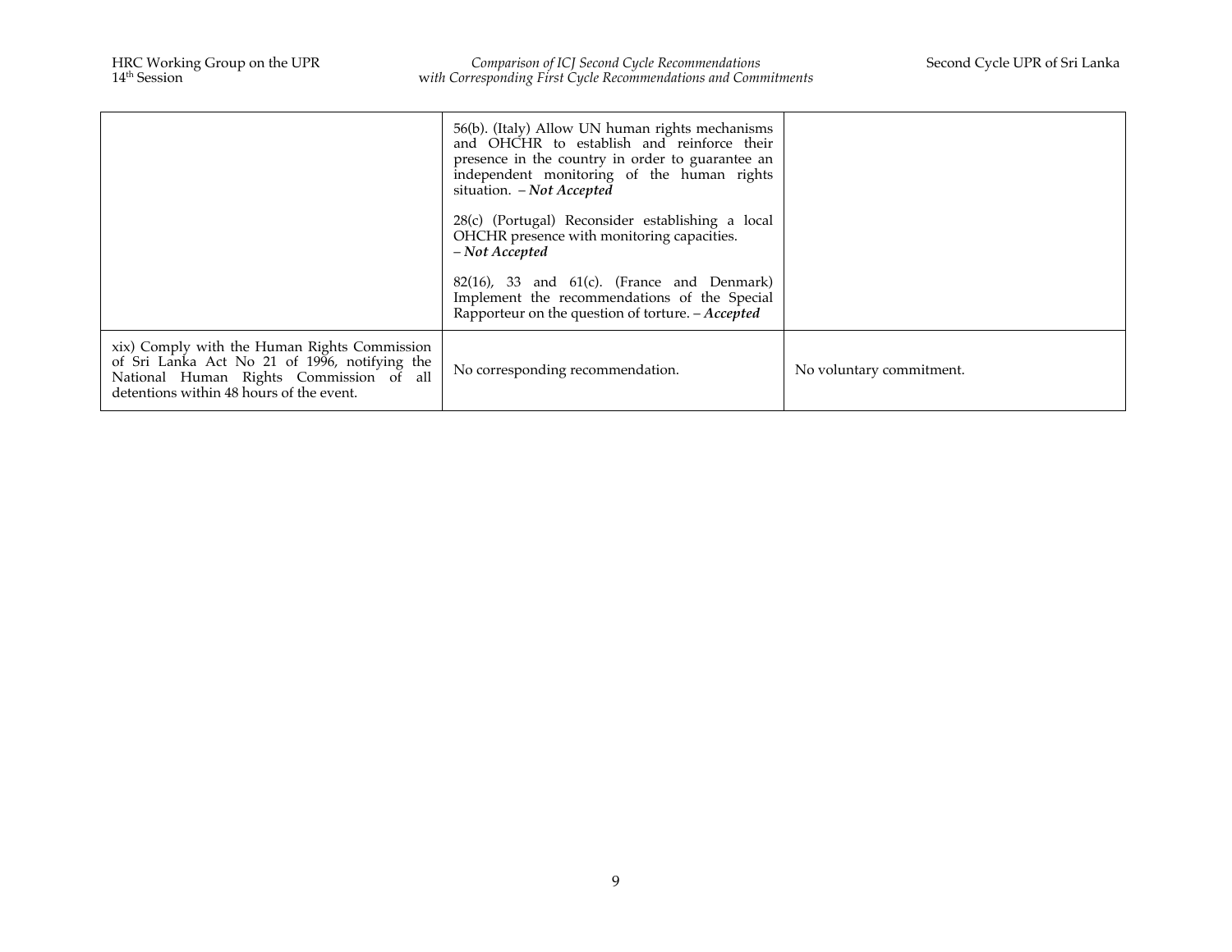| | | |
|---|---|---|
| | 56(b). (Italy) Allow UN human rights mechanisms and OHCHR to establish and reinforce their presence in the country in order to guarantee an independent monitoring of the human rights situation. – ***Not Accepted***<br><br>28(c) (Portugal) Reconsider establishing a local OHCHR presence with monitoring capacities. – ***Not Accepted***<br><br>82(16), 33 and 61(c). (France and Denmark) Implement the recommendations of the Special Rapporteur on the question of torture. – ***Accepted*** | |
| xix) Comply with the Human Rights Commission of Sri Lanka Act No 21 of 1996, notifying the National Human Rights Commission of all detentions within 48 hours of the event. | No corresponding recommendation. | No voluntary commitment. |